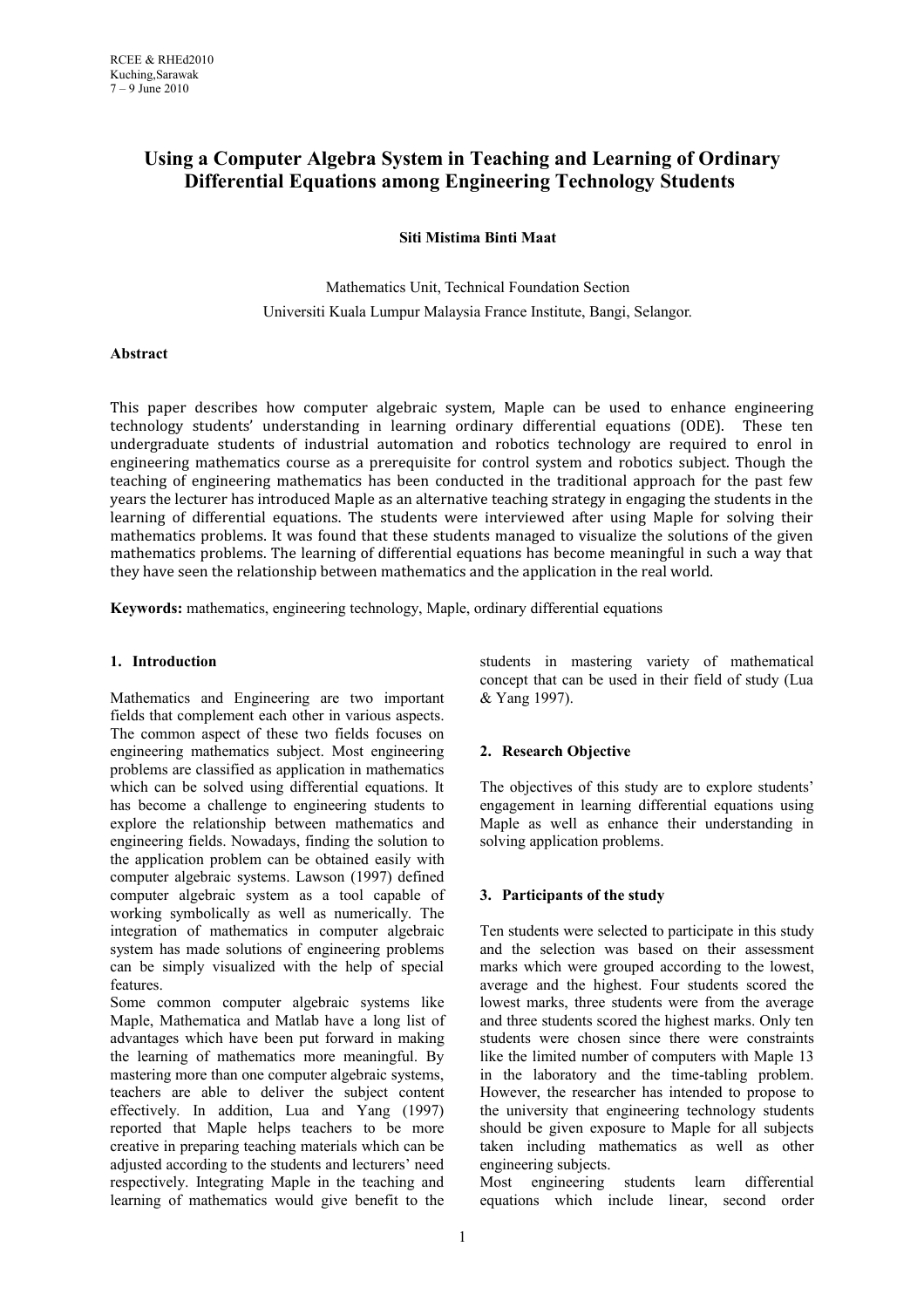# Using a Computer Algebra System in Teaching and Learning of Ordinary Differential Equations among Engineering Technology Students

**Siti Mistima Binti Maat**

Mathematics Unit, Technical Foundation Section
Universiti Kuala Lumpur Malaysia France Institute, Bangi, Selangor.

**Abstract**

This paper describes how computer algebraic system, Maple can be used to enhance engineering technology students' understanding in learning ordinary differential equations (ODE). These ten undergraduate students of industrial automation and robotics technology are required to enrol in engineering mathematics course as a prerequisite for control system and robotics subject. Though the teaching of engineering mathematics has been conducted in the traditional approach for the past few years the lecturer has introduced Maple as an alternative teaching strategy in engaging the students in the learning of differential equations. The students were interviewed after using Maple for solving their mathematics problems. It was found that these students managed to visualize the solutions of the given mathematics problems. The learning of differential equations has become meaningful in such a way that they have seen the relationship between mathematics and the application in the real world.

**Keywords:** mathematics, engineering technology, Maple, ordinary differential equations

## 1. Introduction

Mathematics and Engineering are two important fields that complement each other in various aspects. The common aspect of these two fields focuses on engineering mathematics subject. Most engineering problems are classified as application in mathematics which can be solved using differential equations. It has become a challenge to engineering students to explore the relationship between mathematics and engineering fields. Nowadays, finding the solution to the application problem can be obtained easily with computer algebraic systems. Lawson (1997) defined computer algebraic system as a tool capable of working symbolically as well as numerically. The integration of mathematics in computer algebraic system has made solutions of engineering problems can be simply visualized with the help of special features.

Some common computer algebraic systems like Maple, Mathematica and Matlab have a long list of advantages which have been put forward in making the learning of mathematics more meaningful. By mastering more than one computer algebraic systems, teachers are able to deliver the subject content effectively. In addition, Lua and Yang (1997) reported that Maple helps teachers to be more creative in preparing teaching materials which can be adjusted according to the students and lecturers' need respectively. Integrating Maple in the teaching and learning of mathematics would give benefit to the students in mastering variety of mathematical concept that can be used in their field of study (Lua & Yang 1997).

## 2. Research Objective

The objectives of this study are to explore students' engagement in learning differential equations using Maple as well as enhance their understanding in solving application problems.

## 3. Participants of the study

Ten students were selected to participate in this study and the selection was based on their assessment marks which were grouped according to the lowest, average and the highest. Four students scored the lowest marks, three students were from the average and three students scored the highest marks. Only ten students were chosen since there were constraints like the limited number of computers with Maple 13 in the laboratory and the time-tabling problem. However, the researcher has intended to propose to the university that engineering technology students should be given exposure to Maple for all subjects taken including mathematics as well as other engineering subjects.

Most engineering students learn differential equations which include linear, second order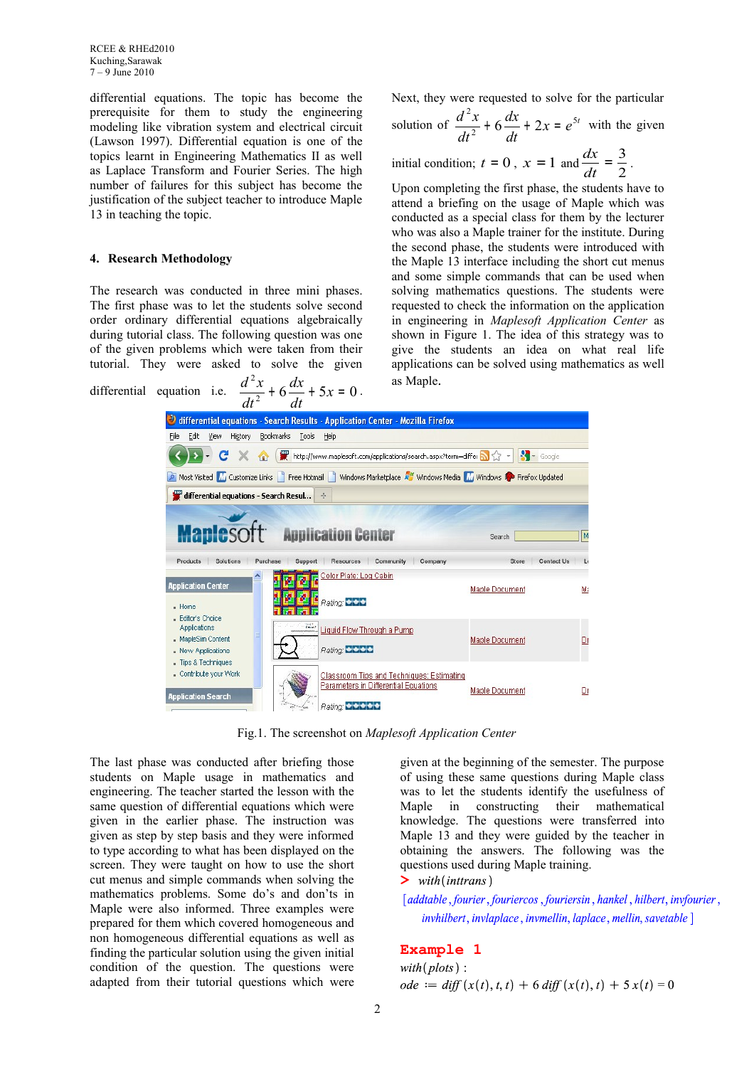differential equations. The topic has become the prerequisite for them to study the engineering modeling like vibration system and electrical circuit (Lawson 1997). Differential equation is one of the topics learnt in Engineering Mathematics II as well as Laplace Transform and Fourier Series. The high number of failures for this subject has become the justification of the subject teacher to introduce Maple 13 in teaching the topic.

## 4. Research Methodology

The research was conducted in three mini phases. The first phase was to let the students solve second order ordinary differential equations algebraically during tutorial class. The following question was one of the given problems which were taken from their tutorial. They were asked to solve the given differential equation i.e. $\frac{d^2x}{dt^2} + 6\frac{dx}{dt} + 5x = 0$.

Next, they were requested to solve for the particular solution of $\frac{d^2x}{dt^2} + 6\frac{dx}{dt} + 2x = e^{5t}$ with the given initial condition; $t = 0$, $x = 1$ and $\frac{dx}{dt} = \frac{3}{2}$.

Upon completing the first phase, the students have to attend a briefing on the usage of Maple which was conducted as a special class for them by the lecturer who was also a Maple trainer for the institute. During the second phase, the students were introduced with the Maple 13 interface including the short cut menus and some simple commands that can be used when solving mathematics questions. The students were requested to check the information on the application in engineering in *Maplesoft Application Center* as shown in Figure 1. The idea of this strategy was to give the students an idea on what real life applications can be solved using mathematics as well as Maple.

Fig.1. The screenshot on *Maplesoft Application Center*

The last phase was conducted after briefing those students on Maple usage in mathematics and engineering. The teacher started the lesson with the same question of differential equations which were given in the earlier phase. The instruction was given as step by step basis and they were informed to type according to what has been displayed on the screen. They were taught on how to use the short cut menus and simple commands when solving the mathematics problems. Some do's and don'ts in Maple were also informed. Three examples were prepared for them which covered homogeneous and non homogeneous differential equations as well as finding the particular solution using the given initial condition of the question. The questions were adapted from their tutorial questions which were given at the beginning of the semester. The purpose of using these same questions during Maple class was to let the students identify the usefulness of Maple in constructing their mathematical knowledge. The questions were transferred into Maple 13 and they were guided by the teacher in obtaining the answers. The following was the questions used during Maple training.

```
> with(inttrans)
[addtable, fourier, fouriercos, fouriersin, hankel, hilbert, invfourier,
  invhilbert, invlaplace, invmellin, laplace, mellin, savetable]
```

**Example 1**

```
with(plots) :
ode := diff(x(t), t, t) + 6 diff(x(t), t) + 5 x(t) = 0
```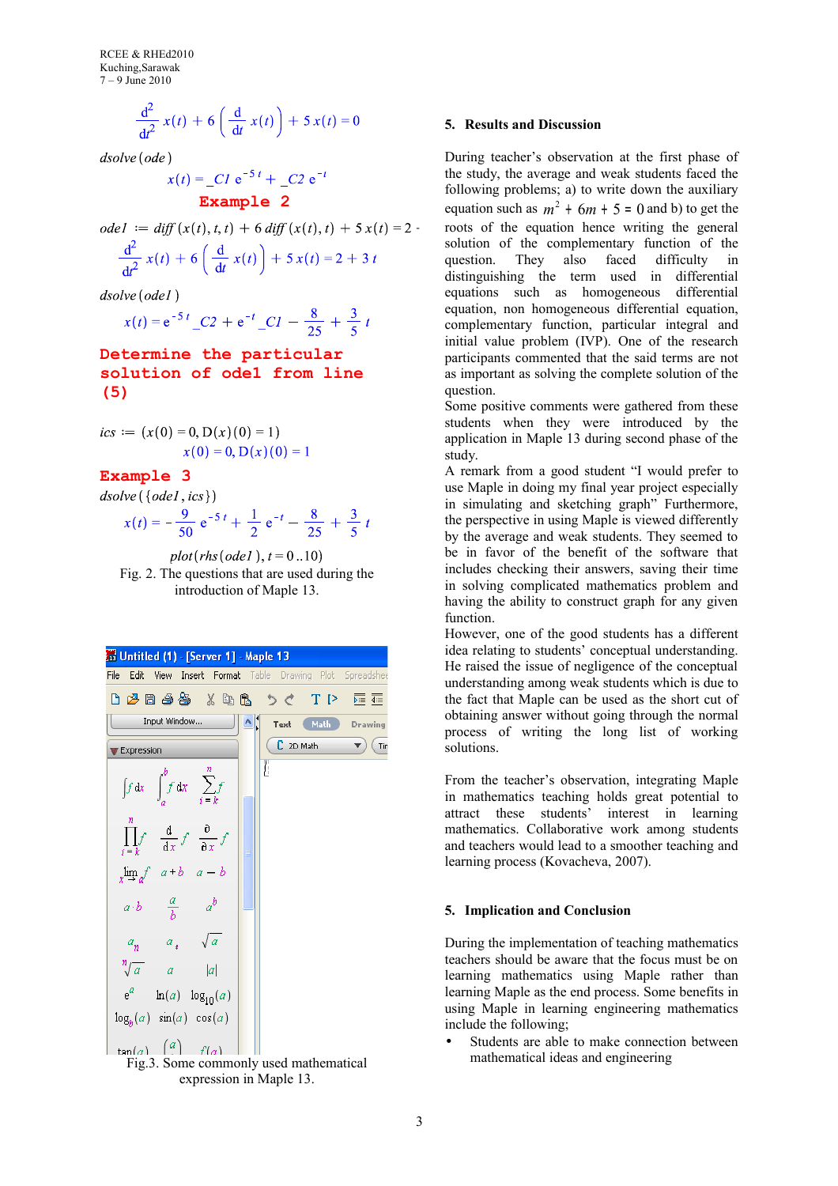$$\frac{d^2}{dt^2}x(t) + 6\left(\frac{d}{dt}x(t)\right) + 5x(t) = 0$$

*dsolve*(*ode*)

$$x(t) = \_C1\, e^{-5t} + \_C2\, e^{-t}$$

**Example 2**

*ode1* := *diff*(*x*(*t*), *t*, *t*) + 6 *diff*(*x*(*t*), *t*) + 5 *x*(*t*) = 2 ·

$$\frac{d^2}{dt^2}x(t) + 6\left(\frac{d}{dt}x(t)\right) + 5x(t) = 2 + 3t$$

*dsolve*(*ode1*)

$$x(t) = e^{-5t}\,\_C2 + e^{-t}\,\_C1 - \frac{8}{25} + \frac{3}{5}t$$

**Determine the particular solution of ode1 from line (5)**

*ics* := (*x*(0) = 0, D(*x*)(0) = 1)

$$x(0) = 0,\ D(x)(0) = 1$$

**Example 3**

*dsolve*({*ode1*, *ics*})

$$x(t) = -\frac{9}{50}e^{-5t} + \frac{1}{2}e^{-t} - \frac{8}{25} + \frac{3}{5}t$$

*plot*(*rhs*(*ode1*), *t* = 0 ..10)

Fig. 2. The questions that are used during the introduction of Maple 13.

Fig.3. Some commonly used mathematical expression in Maple 13.

## 5. Results and Discussion

During teacher's observation at the first phase of the study, the average and weak students faced the following problems; a) to write down the auxiliary equation such as $m^2 + 6m + 5 = 0$ and b) to get the roots of the equation hence writing the general solution of the complementary function of the question. They also faced difficulty in distinguishing the term used in differential equations such as homogeneous differential equation, non homogeneous differential equation, complementary function, particular integral and initial value problem (IVP). One of the research participants commented that the said terms are not as important as solving the complete solution of the question.

Some positive comments were gathered from these students when they were introduced by the application in Maple 13 during second phase of the study.

A remark from a good student "I would prefer to use Maple in doing my final year project especially in simulating and sketching graph" Furthermore, the perspective in using Maple is viewed differently by the average and weak students. They seemed to be in favor of the benefit of the software that includes checking their answers, saving their time in solving complicated mathematics problem and having the ability to construct graph for any given function.

However, one of the good students has a different idea relating to students' conceptual understanding. He raised the issue of negligence of the conceptual understanding among weak students which is due to the fact that Maple can be used as the short cut of obtaining answer without going through the normal process of writing the long list of working solutions.

From the teacher's observation, integrating Maple in mathematics teaching holds great potential to attract these students' interest in learning mathematics. Collaborative work among students and teachers would lead to a smoother teaching and learning process (Kovacheva, 2007).

## 5. Implication and Conclusion

During the implementation of teaching mathematics teachers should be aware that the focus must be on learning mathematics using Maple rather than learning Maple as the end process. Some benefits in using Maple in learning engineering mathematics include the following;

- Students are able to make connection between mathematical ideas and engineering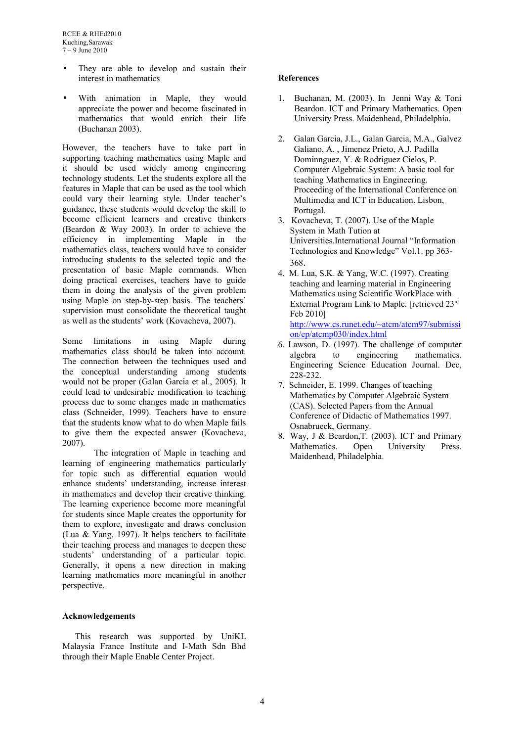- They are able to develop and sustain their interest in mathematics
- With animation in Maple, they would appreciate the power and become fascinated in mathematics that would enrich their life (Buchanan 2003).

However, the teachers have to take part in supporting teaching mathematics using Maple and it should be used widely among engineering technology students. Let the students explore all the features in Maple that can be used as the tool which could vary their learning style. Under teacher's guidance, these students would develop the skill to become efficient learners and creative thinkers (Beardon & Way 2003). In order to achieve the efficiency in implementing Maple in the mathematics class, teachers would have to consider introducing students to the selected topic and the presentation of basic Maple commands. When doing practical exercises, teachers have to guide them in doing the analysis of the given problem using Maple on step-by-step basis. The teachers' supervision must consolidate the theoretical taught as well as the students' work (Kovacheva, 2007).

Some limitations in using Maple during mathematics class should be taken into account. The connection between the techniques used and the conceptual understanding among students would not be proper (Galan Garcia et al., 2005). It could lead to undesirable modification to teaching process due to some changes made in mathematics class (Schneider, 1999). Teachers have to ensure that the students know what to do when Maple fails to give them the expected answer (Kovacheva, 2007).

The integration of Maple in teaching and learning of engineering mathematics particularly for topic such as differential equation would enhance students' understanding, increase interest in mathematics and develop their creative thinking. The learning experience become more meaningful for students since Maple creates the opportunity for them to explore, investigate and draws conclusion (Lua & Yang, 1997). It helps teachers to facilitate their teaching process and manages to deepen these students' understanding of a particular topic. Generally, it opens a new direction in making learning mathematics more meaningful in another perspective.

## Acknowledgements

This research was supported by UniKL Malaysia France Institute and I-Math Sdn Bhd through their Maple Enable Center Project.

## References

1. Buchanan, M. (2003). In Jenni Way & Toni Beardon. ICT and Primary Mathematics. Open University Press. Maidenhead, Philadelphia.
2. Galan Garcia, J.L., Galan Garcia, M.A., Galvez Galiano, A. , Jimenez Prieto, A.J. Padilla Dominnguez, Y. & Rodriguez Cielos, P. Computer Algebraic System: A basic tool for teaching Mathematics in Engineering. Proceeding of the International Conference on Multimedia and ICT in Education. Lisbon, Portugal.
3. Kovacheva, T. (2007). Use of the Maple System in Math Tution at Universities.International Journal "Information Technologies and Knowledge" Vol.1. pp 363-368.
4. M. Lua, S.K. & Yang, W.C. (1997). Creating teaching and learning material in Engineering Mathematics using Scientific WorkPlace with External Program Link to Maple. [retrieved 23rd Feb 2010] http://www.cs.runet.edu/~atcm/atcm97/submission/ep/atcmp030/index.html
6. Lawson, D. (1997). The challenge of computer algebra to engineering mathematics. Engineering Science Education Journal. Dec, 228-232.
7. Schneider, E. 1999. Changes of teaching Mathematics by Computer Algebraic System (CAS). Selected Papers from the Annual Conference of Didactic of Mathematics 1997. Osnabrueck, Germany.
8. Way, J & Beardon,T. (2003). ICT and Primary Mathematics. Open University Press. Maidenhead, Philadelphia.